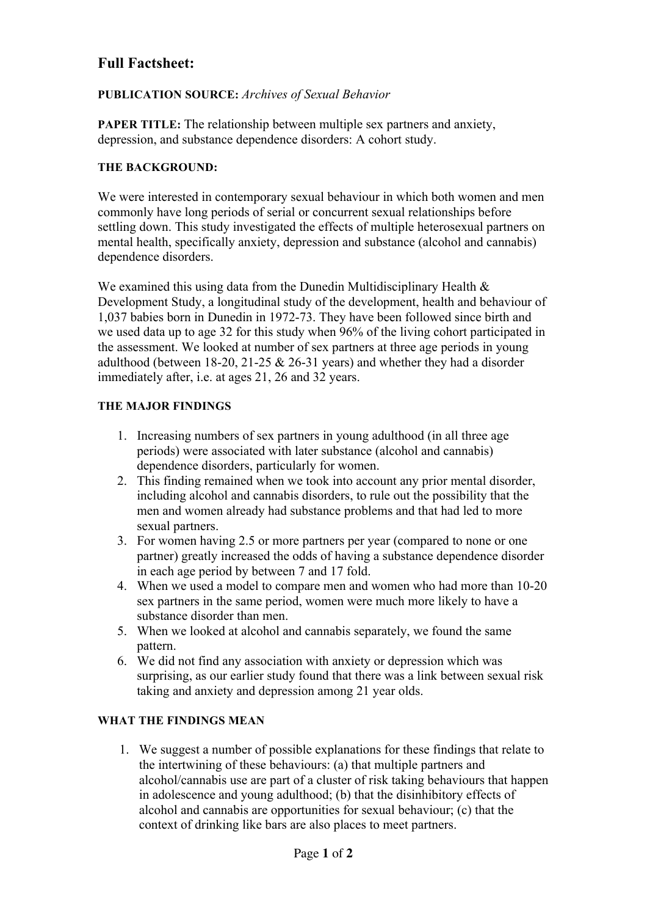# Full Factsheet:

**PUBLICATION SOURCE:** *Archives of Sexual Behavior*

**PAPER TITLE:** The relationship between multiple sex partners and anxiety, depression, and substance dependence disorders: A cohort study.

**THE BACKGROUND:**

We were interested in contemporary sexual behaviour in which both women and men commonly have long periods of serial or concurrent sexual relationships before settling down. This study investigated the effects of multiple heterosexual partners on mental health, specifically anxiety, depression and substance (alcohol and cannabis) dependence disorders.

We examined this using data from the Dunedin Multidisciplinary Health & Development Study, a longitudinal study of the development, health and behaviour of 1,037 babies born in Dunedin in 1972-73. They have been followed since birth and we used data up to age 32 for this study when 96% of the living cohort participated in the assessment. We looked at number of sex partners at three age periods in young adulthood (between 18-20, 21-25 & 26-31 years) and whether they had a disorder immediately after, i.e. at ages 21, 26 and 32 years.

**THE MAJOR FINDINGS**

1. Increasing numbers of sex partners in young adulthood (in all three age periods) were associated with later substance (alcohol and cannabis) dependence disorders, particularly for women.
2. This finding remained when we took into account any prior mental disorder, including alcohol and cannabis disorders, to rule out the possibility that the men and women already had substance problems and that had led to more sexual partners.
3. For women having 2.5 or more partners per year (compared to none or one partner) greatly increased the odds of having a substance dependence disorder in each age period by between 7 and 17 fold.
4. When we used a model to compare men and women who had more than 10-20 sex partners in the same period, women were much more likely to have a substance disorder than men.
5. When we looked at alcohol and cannabis separately, we found the same pattern.
6. We did not find any association with anxiety or depression which was surprising, as our earlier study found that there was a link between sexual risk taking and anxiety and depression among 21 year olds.

**WHAT THE FINDINGS MEAN**

1. We suggest a number of possible explanations for these findings that relate to the intertwining of these behaviours: (a) that multiple partners and alcohol/cannabis use are part of a cluster of risk taking behaviours that happen in adolescence and young adulthood; (b) that the disinhibitory effects of alcohol and cannabis are opportunities for sexual behaviour; (c) that the context of drinking like bars are also places to meet partners.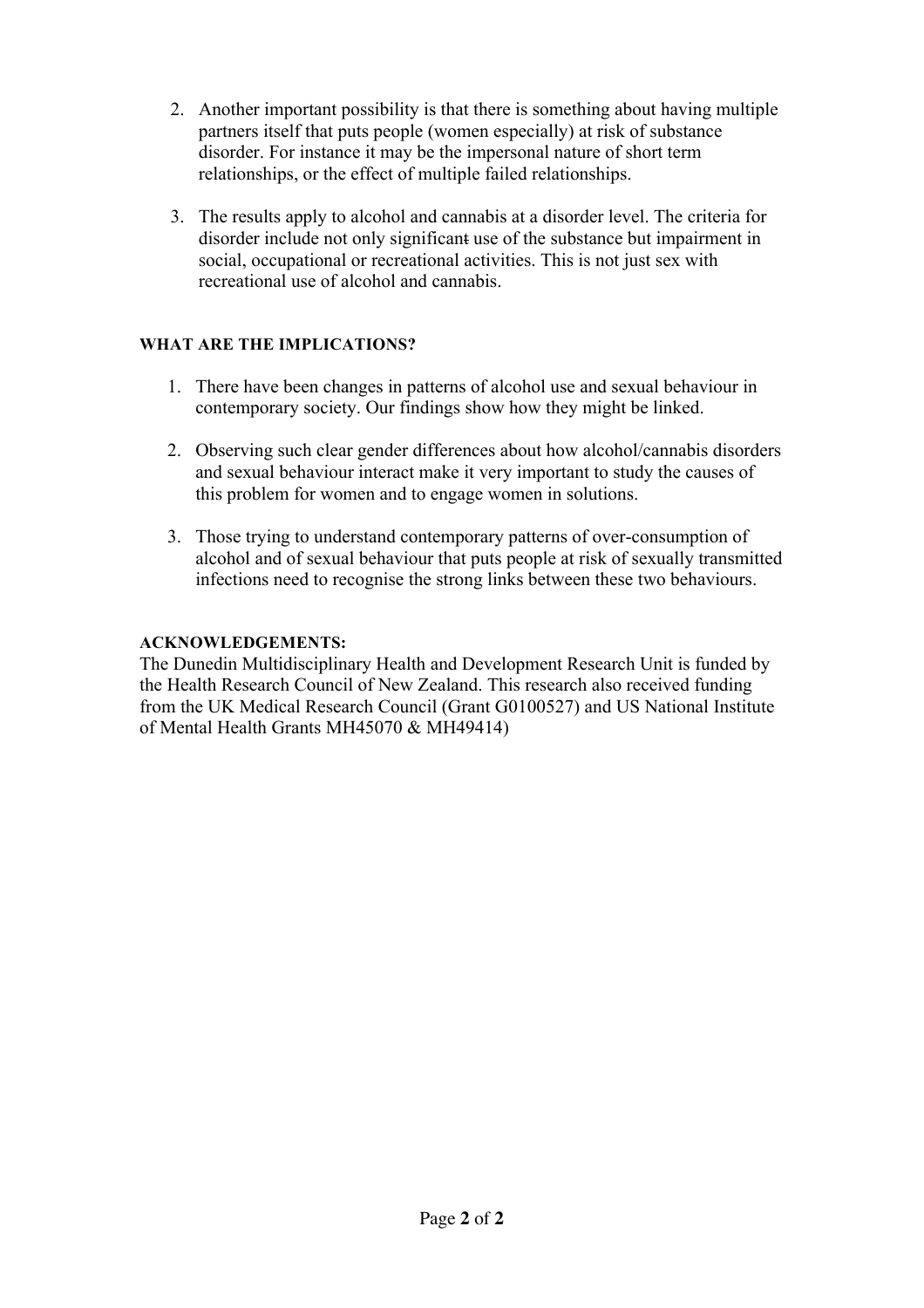2. Another important possibility is that there is something about having multiple partners itself that puts people (women especially) at risk of substance disorder. For instance it may be the impersonal nature of short term relationships, or the effect of multiple failed relationships.

3. The results apply to alcohol and cannabis at a disorder level. The criteria for disorder include not only significant use of the substance but impairment in social, occupational or recreational activities. This is not just sex with recreational use of alcohol and cannabis.

**WHAT ARE THE IMPLICATIONS?**

1. There have been changes in patterns of alcohol use and sexual behaviour in contemporary society. Our findings show how they might be linked.

2. Observing such clear gender differences about how alcohol/cannabis disorders and sexual behaviour interact make it very important to study the causes of this problem for women and to engage women in solutions.

3. Those trying to understand contemporary patterns of over-consumption of alcohol and of sexual behaviour that puts people at risk of sexually transmitted infections need to recognise the strong links between these two behaviours.

**ACKNOWLEDGEMENTS:**

The Dunedin Multidisciplinary Health and Development Research Unit is funded by the Health Research Council of New Zealand. This research also received funding from the UK Medical Research Council (Grant G0100527) and US National Institute of Mental Health Grants MH45070 & MH49414)